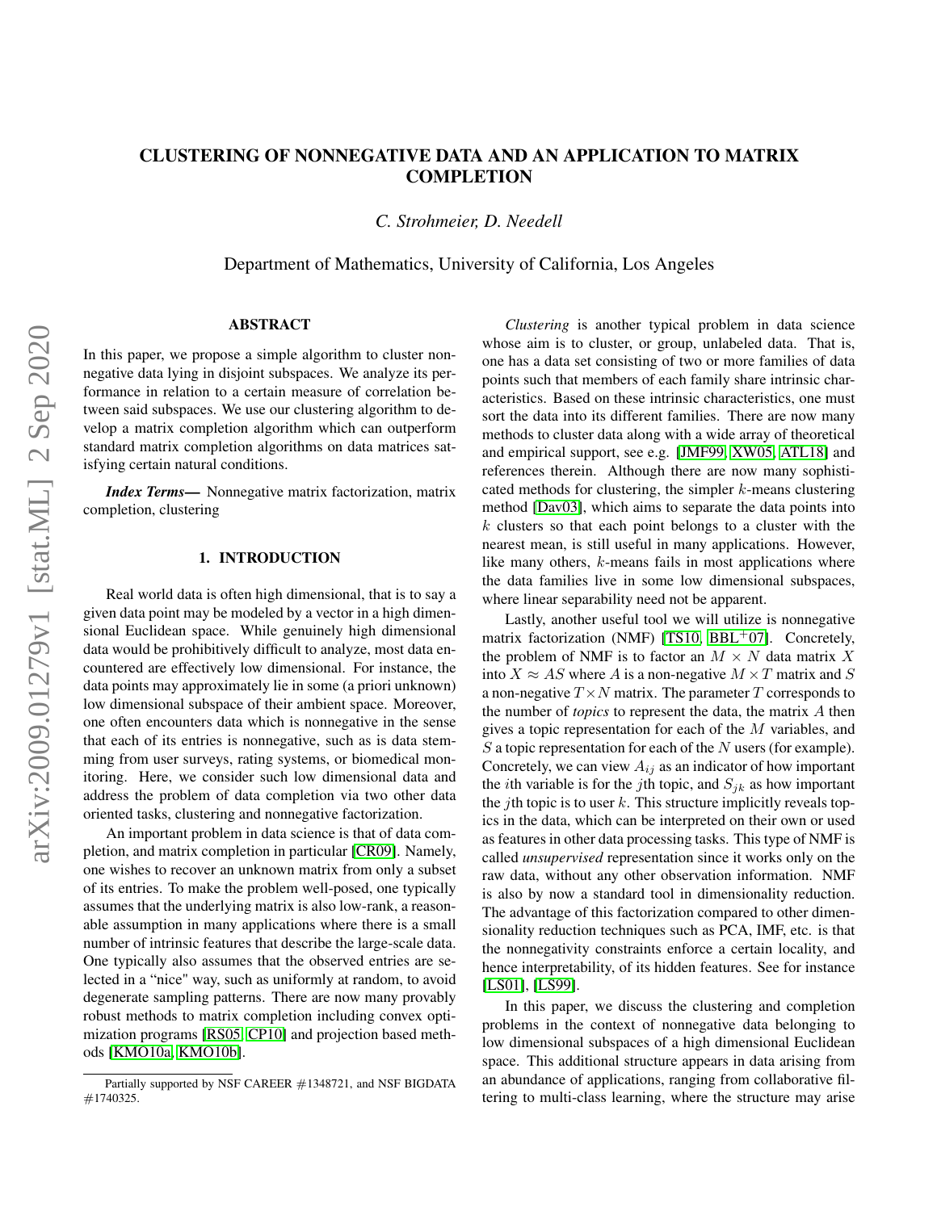# CLUSTERING OF NONNEGATIVE DATA AND AN APPLICATION TO MATRIX COMPLETION

*C. Strohmeier, D. Needell*

Department of Mathematics, University of California, Los Angeles

## ABSTRACT

In this paper, we propose a simple algorithm to cluster nonnegative data lying in disjoint subspaces. We analyze its performance in relation to a certain measure of correlation between said subspaces. We use our clustering algorithm to develop a matrix completion algorithm which can outperform standard matrix completion algorithms on data matrices satisfying certain natural conditions.

***Index Terms*— ** Nonnegative matrix factorization, matrix completion, clustering

## 1. INTRODUCTION

Real world data is often high dimensional, that is to say a given data point may be modeled by a vector in a high dimensional Euclidean space. While genuinely high dimensional data would be prohibitively difficult to analyze, most data encountered are effectively low dimensional. For instance, the data points may approximately lie in some (a priori unknown) low dimensional subspace of their ambient space. Moreover, one often encounters data which is nonnegative in the sense that each of its entries is nonnegative, such as is data stemming from user surveys, rating systems, or biomedical monitoring. Here, we consider such low dimensional data and address the problem of data completion via two other data oriented tasks, clustering and nonnegative factorization.

An important problem in data science is that of data completion, and matrix completion in particular [CR09]. Namely, one wishes to recover an unknown matrix from only a subset of its entries. To make the problem well-posed, one typically assumes that the underlying matrix is also low-rank, a reasonable assumption in many applications where there is a small number of intrinsic features that describe the large-scale data. One typically also assumes that the observed entries are selected in a "nice" way, such as uniformly at random, to avoid degenerate sampling patterns. There are now many provably robust methods to matrix completion including convex optimization programs [RS05, CP10] and projection based methods [KMO10a, KMO10b].

*Clustering* is another typical problem in data science whose aim is to cluster, or group, unlabeled data. That is, one has a data set consisting of two or more families of data points such that members of each family share intrinsic characteristics. Based on these intrinsic characteristics, one must sort the data into its different families. There are now many methods to cluster data along with a wide array of theoretical and empirical support, see e.g. [JMF99, XW05, ATL18] and references therein. Although there are now many sophisticated methods for clustering, the simpler $k$-means clustering method [Dav03], which aims to separate the data points into $k$ clusters so that each point belongs to a cluster with the nearest mean, is still useful in many applications. However, like many others, $k$-means fails in most applications where the data families live in some low dimensional subspaces, where linear separability need not be apparent.

Lastly, another useful tool we will utilize is nonnegative matrix factorization (NMF) [TS10, BBL$^+$07]. Concretely, the problem of NMF is to factor an $M \times N$ data matrix $X$ into $X \approx AS$ where $A$ is a non-negative $M \times T$ matrix and $S$ a non-negative $T \times N$ matrix. The parameter $T$ corresponds to the number of *topics* to represent the data, the matrix $A$ then gives a topic representation for each of the $M$ variables, and $S$ a topic representation for each of the $N$ users (for example). Concretely, we can view $A_{ij}$ as an indicator of how important the $i$th variable is for the $j$th topic, and $S_{jk}$ as how important the $j$th topic is to user $k$. This structure implicitly reveals topics in the data, which can be interpreted on their own or used as features in other data processing tasks. This type of NMF is called *unsupervised* representation since it works only on the raw data, without any other observation information. NMF is also by now a standard tool in dimensionality reduction. The advantage of this factorization compared to other dimensionality reduction techniques such as PCA, IMF, etc. is that the nonnegativity constraints enforce a certain locality, and hence interpretability, of its hidden features. See for instance [LS01], [LS99].

In this paper, we discuss the clustering and completion problems in the context of nonnegative data belonging to low dimensional subspaces of a high dimensional Euclidean space. This additional structure appears in data arising from an abundance of applications, ranging from collaborative filtering to multi-class learning, where the structure may arise

Partially supported by NSF CAREER #1348721, and NSF BIGDATA #1740325.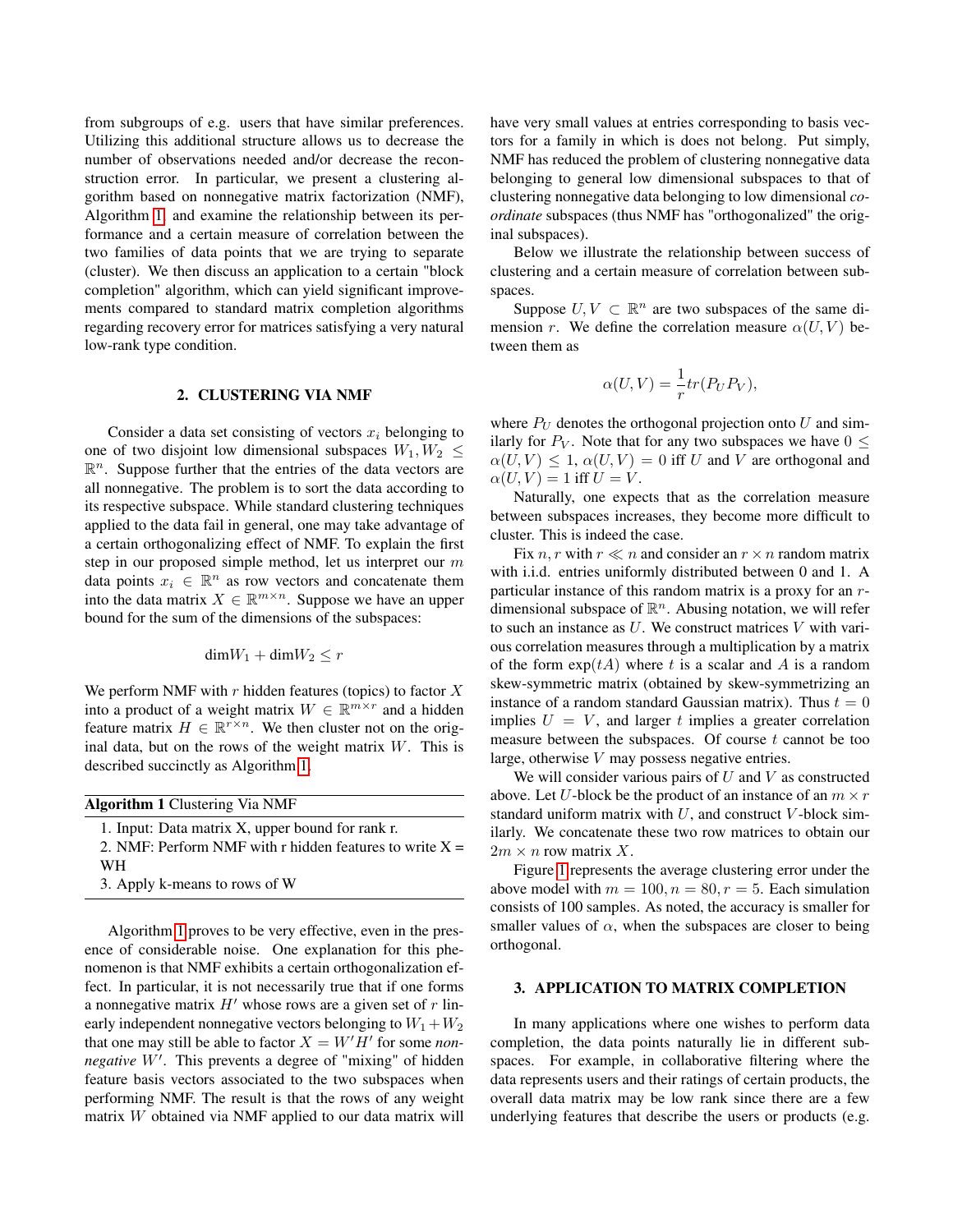from subgroups of e.g. users that have similar preferences. Utilizing this additional structure allows us to decrease the number of observations needed and/or decrease the reconstruction error. In particular, we present a clustering algorithm based on nonnegative matrix factorization (NMF), Algorithm 1, and examine the relationship between its performance and a certain measure of correlation between the two families of data points that we are trying to separate (cluster). We then discuss an application to a certain "block completion" algorithm, which can yield significant improvements compared to standard matrix completion algorithms regarding recovery error for matrices satisfying a very natural low-rank type condition.

## 2. CLUSTERING VIA NMF

Consider a data set consisting of vectors $x_i$ belonging to one of two disjoint low dimensional subspaces $W_1, W_2 \leq \mathbb{R}^n$. Suppose further that the entries of the data vectors are all nonnegative. The problem is to sort the data according to its respective subspace. While standard clustering techniques applied to the data fail in general, one may take advantage of a certain orthogonalizing effect of NMF. To explain the first step in our proposed simple method, let us interpret our $m$ data points $x_i \in \mathbb{R}^n$ as row vectors and concatenate them into the data matrix $X \in \mathbb{R}^{m \times n}$. Suppose we have an upper bound for the sum of the dimensions of the subspaces:

$$\dim W_1 + \dim W_2 \leq r$$

We perform NMF with $r$ hidden features (topics) to factor $X$ into a product of a weight matrix $W \in \mathbb{R}^{m \times r}$ and a hidden feature matrix $H \in \mathbb{R}^{r \times n}$. We then cluster not on the original data, but on the rows of the weight matrix $W$. This is described succinctly as Algorithm 1.

**Algorithm 1** Clustering Via NMF

1. Input: Data matrix X, upper bound for rank r.
2. NMF: Perform NMF with r hidden features to write X = WH
3. Apply k-means to rows of W

Algorithm 1 proves to be very effective, even in the presence of considerable noise. One explanation for this phenomenon is that NMF exhibits a certain orthogonalization effect. In particular, it is not necessarily true that if one forms a nonnegative matrix $H'$ whose rows are a given set of $r$ linearly independent nonnegative vectors belonging to $W_1 + W_2$ that one may still be able to factor $X = W'H'$ for some *nonnegative* $W'$. This prevents a degree of "mixing" of hidden feature basis vectors associated to the two subspaces when performing NMF. The result is that the rows of any weight matrix $W$ obtained via NMF applied to our data matrix will have very small values at entries corresponding to basis vectors for a family in which is does not belong. Put simply, NMF has reduced the problem of clustering nonnegative data belonging to general low dimensional subspaces to that of clustering nonnegative data belonging to low dimensional *coordinate* subspaces (thus NMF has "orthogonalized" the original subspaces).

Below we illustrate the relationship between success of clustering and a certain measure of correlation between subspaces.

Suppose $U, V \subset \mathbb{R}^n$ are two subspaces of the same dimension $r$. We define the correlation measure $\alpha(U, V)$ between them as

$$\alpha(U, V) = \frac{1}{r} tr(P_U P_V),$$

where $P_U$ denotes the orthogonal projection onto $U$ and similarly for $P_V$. Note that for any two subspaces we have $0 \leq \alpha(U, V) \leq 1$, $\alpha(U, V) = 0$ iff $U$ and $V$ are orthogonal and $\alpha(U, V) = 1$ iff $U = V$.

Naturally, one expects that as the correlation measure between subspaces increases, they become more difficult to cluster. This is indeed the case.

Fix $n, r$ with $r \ll n$ and consider an $r \times n$ random matrix with i.i.d. entries uniformly distributed between 0 and 1. A particular instance of this random matrix is a proxy for an $r$-dimensional subspace of $\mathbb{R}^n$. Abusing notation, we will refer to such an instance as $U$. We construct matrices $V$ with various correlation measures through a multiplication by a matrix of the form $\exp(tA)$ where $t$ is a scalar and $A$ is a random skew-symmetric matrix (obtained by skew-symmetrizing an instance of a random standard Gaussian matrix). Thus $t = 0$ implies $U = V$, and larger $t$ implies a greater correlation measure between the subspaces. Of course $t$ cannot be too large, otherwise $V$ may possess negative entries.

We will consider various pairs of $U$ and $V$ as constructed above. Let $U$-block be the product of an instance of an $m \times r$ standard uniform matrix with $U$, and construct $V$-block similarly. We concatenate these two row matrices to obtain our $2m \times n$ row matrix $X$.

Figure 1 represents the average clustering error under the above model with $m = 100, n = 80, r = 5$. Each simulation consists of 100 samples. As noted, the accuracy is smaller for smaller values of $\alpha$, when the subspaces are closer to being orthogonal.

## 3. APPLICATION TO MATRIX COMPLETION

In many applications where one wishes to perform data completion, the data points naturally lie in different subspaces. For example, in collaborative filtering where the data represents users and their ratings of certain products, the overall data matrix may be low rank since there are a few underlying features that describe the users or products (e.g.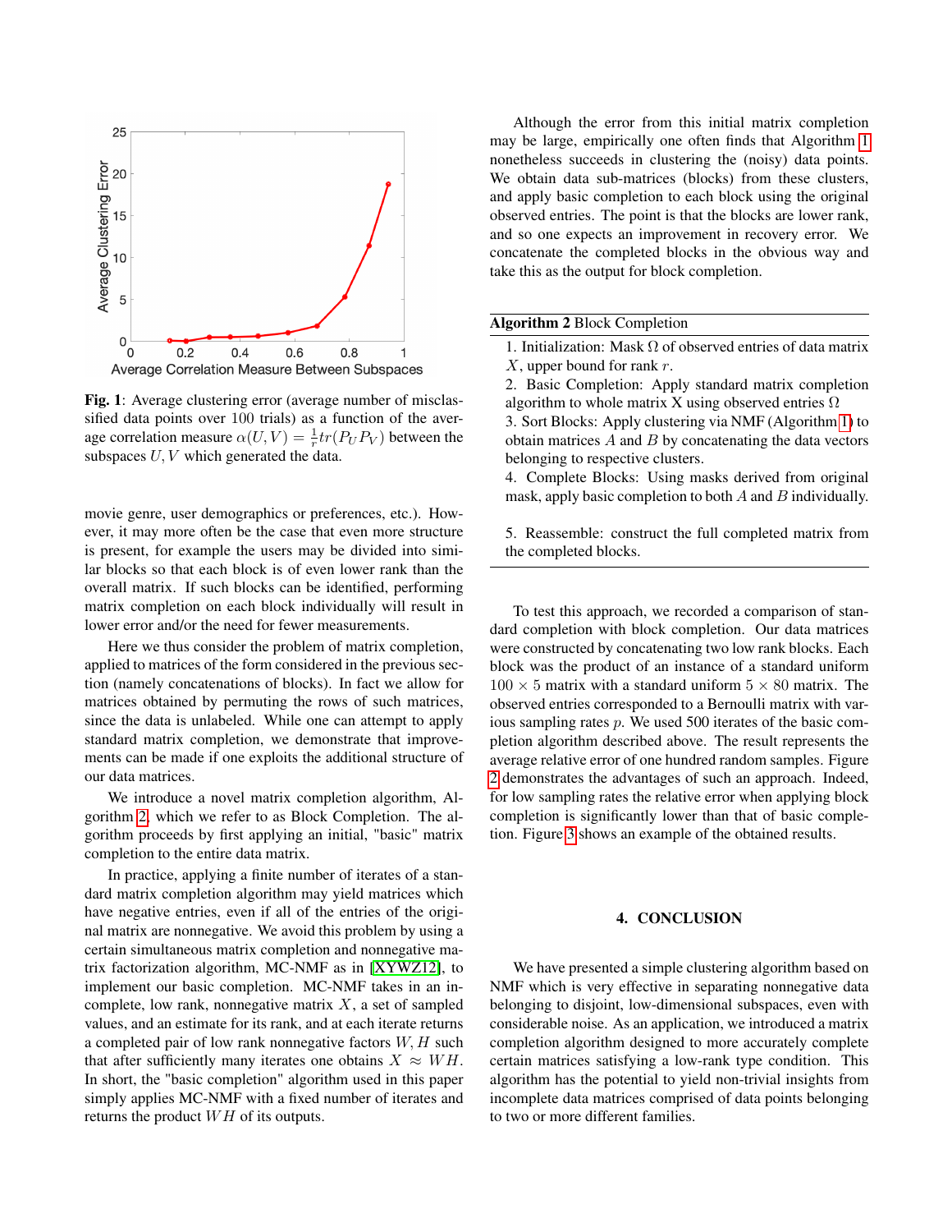**Fig. 1**: Average clustering error (average number of misclassified data points over 100 trials) as a function of the average correlation measure $\alpha(U,V) = \frac{1}{r}tr(P_U P_V)$ between the subspaces $U, V$ which generated the data.

movie genre, user demographics or preferences, etc.). However, it may more often be the case that even more structure is present, for example the users may be divided into similar blocks so that each block is of even lower rank than the overall matrix. If such blocks can be identified, performing matrix completion on each block individually will result in lower error and/or the need for fewer measurements.

Here we thus consider the problem of matrix completion, applied to matrices of the form considered in the previous section (namely concatenations of blocks). In fact we allow for matrices obtained by permuting the rows of such matrices, since the data is unlabeled. While one can attempt to apply standard matrix completion, we demonstrate that improvements can be made if one exploits the additional structure of our data matrices.

We introduce a novel matrix completion algorithm, Algorithm 2, which we refer to as Block Completion. The algorithm proceeds by first applying an initial, "basic" matrix completion to the entire data matrix.

In practice, applying a finite number of iterates of a standard matrix completion algorithm may yield matrices which have negative entries, even if all of the entries of the original matrix are nonnegative. We avoid this problem by using a certain simultaneous matrix completion and nonnegative matrix factorization algorithm, MC-NMF as in [XYWZ12], to implement our basic completion. MC-NMF takes in an incomplete, low rank, nonnegative matrix $X$, a set of sampled values, and an estimate for its rank, and at each iterate returns a completed pair of low rank nonnegative factors $W, H$ such that after sufficiently many iterates one obtains $X \approx WH$. In short, the "basic completion" algorithm used in this paper simply applies MC-NMF with a fixed number of iterates and returns the product $WH$ of its outputs.

Although the error from this initial matrix completion may be large, empirically one often finds that Algorithm 1 nonetheless succeeds in clustering the (noisy) data points. We obtain data sub-matrices (blocks) from these clusters, and apply basic completion to each block using the original observed entries. The point is that the blocks are lower rank, and so one expects an improvement in recovery error. We concatenate the completed blocks in the obvious way and take this as the output for block completion.

**Algorithm 2** Block Completion

1. Initialization: Mask $\Omega$ of observed entries of data matrix $X$, upper bound for rank $r$.
2. Basic Completion: Apply standard matrix completion algorithm to whole matrix X using observed entries $\Omega$
3. Sort Blocks: Apply clustering via NMF (Algorithm 1) to obtain matrices $A$ and $B$ by concatenating the data vectors belonging to respective clusters.
4. Complete Blocks: Using masks derived from original mask, apply basic completion to both $A$ and $B$ individually.
5. Reassemble: construct the full completed matrix from the completed blocks.

To test this approach, we recorded a comparison of standard completion with block completion. Our data matrices were constructed by concatenating two low rank blocks. Each block was the product of an instance of a standard uniform $100 \times 5$ matrix with a standard uniform $5 \times 80$ matrix. The observed entries corresponded to a Bernoulli matrix with various sampling rates $p$. We used 500 iterates of the basic completion algorithm described above. The result represents the average relative error of one hundred random samples. Figure 2 demonstrates the advantages of such an approach. Indeed, for low sampling rates the relative error when applying block completion is significantly lower than that of basic completion. Figure 3 shows an example of the obtained results.

## 4. CONCLUSION

We have presented a simple clustering algorithm based on NMF which is very effective in separating nonnegative data belonging to disjoint, low-dimensional subspaces, even with considerable noise. As an application, we introduced a matrix completion algorithm designed to more accurately complete certain matrices satisfying a low-rank type condition. This algorithm has the potential to yield non-trivial insights from incomplete data matrices comprised of data points belonging to two or more different families.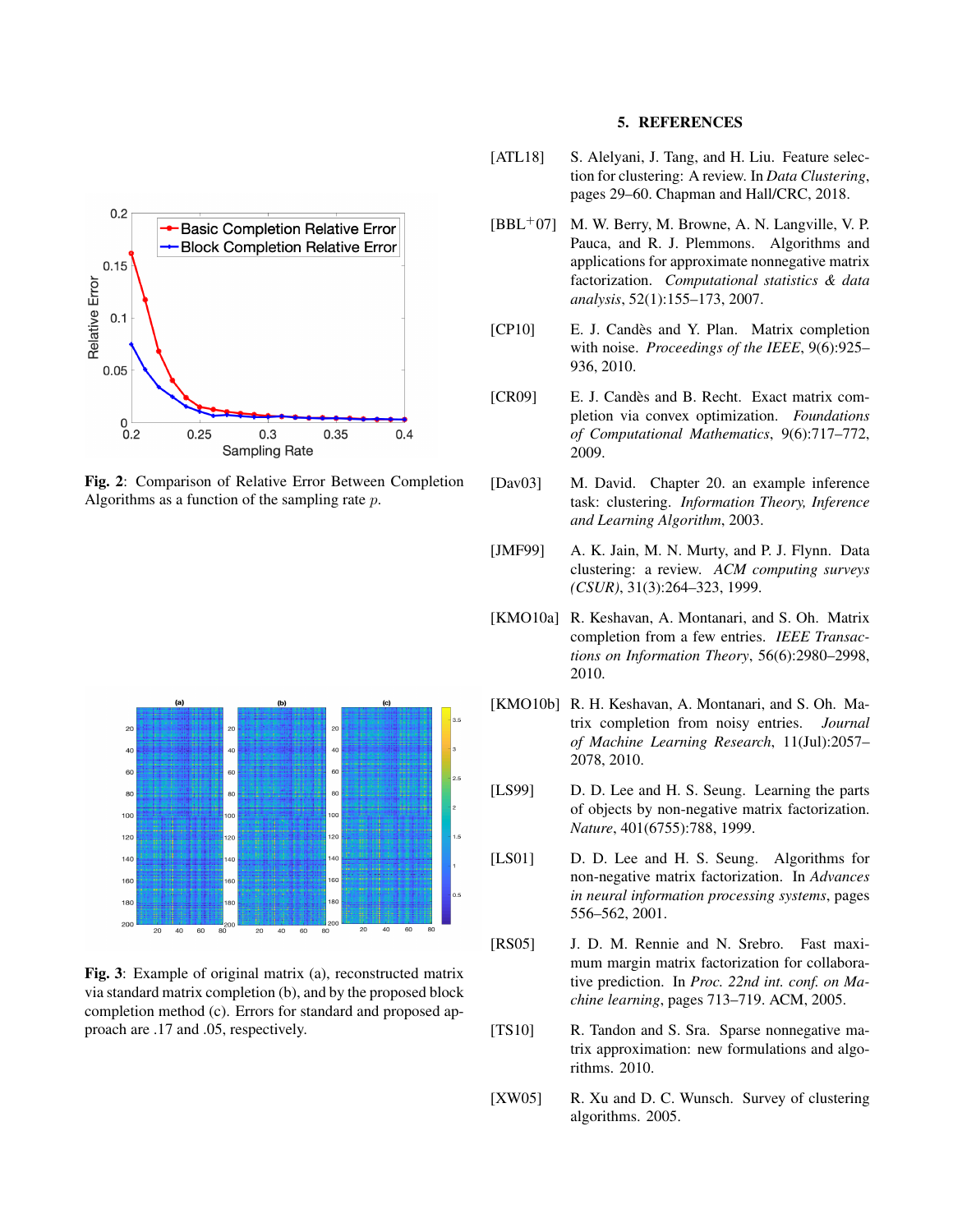Fig. 2: Comparison of Relative Error Between Completion Algorithms as a function of the sampling rate $p$.

Fig. 3: Example of original matrix (a), reconstructed matrix via standard matrix completion (b), and by the proposed block completion method (c). Errors for standard and proposed approach are .17 and .05, respectively.

## 5. REFERENCES

[ATL18] S. Alelyani, J. Tang, and H. Liu. Feature selection for clustering: A review. In *Data Clustering*, pages 29–60. Chapman and Hall/CRC, 2018.

[BBL+07] M. W. Berry, M. Browne, A. N. Langville, V. P. Pauca, and R. J. Plemmons. Algorithms and applications for approximate nonnegative matrix factorization. *Computational statistics & data analysis*, 52(1):155–173, 2007.

[CP10] E. J. Candès and Y. Plan. Matrix completion with noise. *Proceedings of the IEEE*, 9(6):925–936, 2010.

[CR09] E. J. Candès and B. Recht. Exact matrix completion via convex optimization. *Foundations of Computational Mathematics*, 9(6):717–772, 2009.

[Dav03] M. David. Chapter 20. an example inference task: clustering. *Information Theory, Inference and Learning Algorithm*, 2003.

[JMF99] A. K. Jain, M. N. Murty, and P. J. Flynn. Data clustering: a review. *ACM computing surveys (CSUR)*, 31(3):264–323, 1999.

[KMO10a] R. Keshavan, A. Montanari, and S. Oh. Matrix completion from a few entries. *IEEE Transactions on Information Theory*, 56(6):2980–2998, 2010.

[KMO10b] R. H. Keshavan, A. Montanari, and S. Oh. Matrix completion from noisy entries. *Journal of Machine Learning Research*, 11(Jul):2057–2078, 2010.

[LS99] D. D. Lee and H. S. Seung. Learning the parts of objects by non-negative matrix factorization. *Nature*, 401(6755):788, 1999.

[LS01] D. D. Lee and H. S. Seung. Algorithms for non-negative matrix factorization. In *Advances in neural information processing systems*, pages 556–562, 2001.

[RS05] J. D. M. Rennie and N. Srebro. Fast maximum margin matrix factorization for collaborative prediction. In *Proc. 22nd int. conf. on Machine learning*, pages 713–719. ACM, 2005.

[TS10] R. Tandon and S. Sra. Sparse nonnegative matrix approximation: new formulations and algorithms. 2010.

[XW05] R. Xu and D. C. Wunsch. Survey of clustering algorithms. 2005.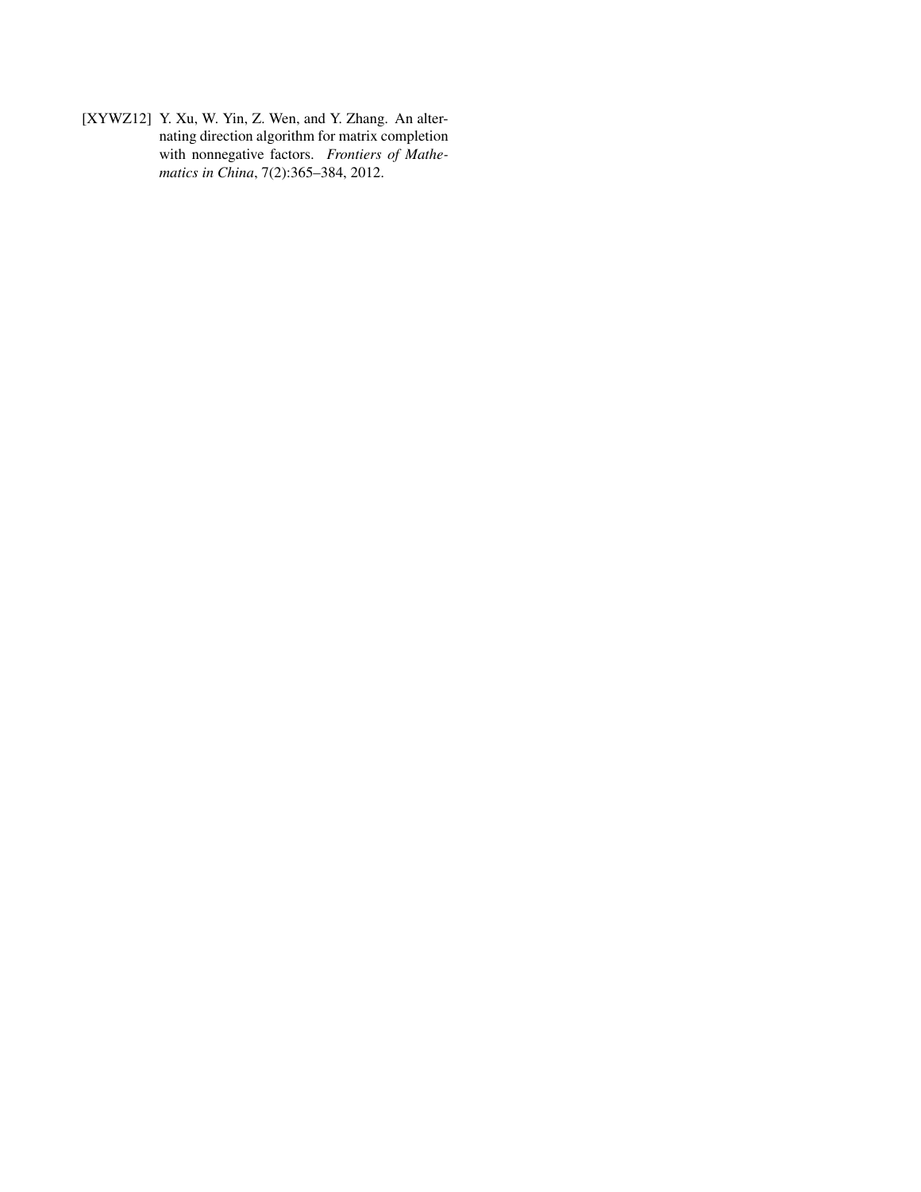[XYWZ12] Y. Xu, W. Yin, Z. Wen, and Y. Zhang. An alternating direction algorithm for matrix completion with nonnegative factors. *Frontiers of Mathematics in China*, 7(2):365–384, 2012.